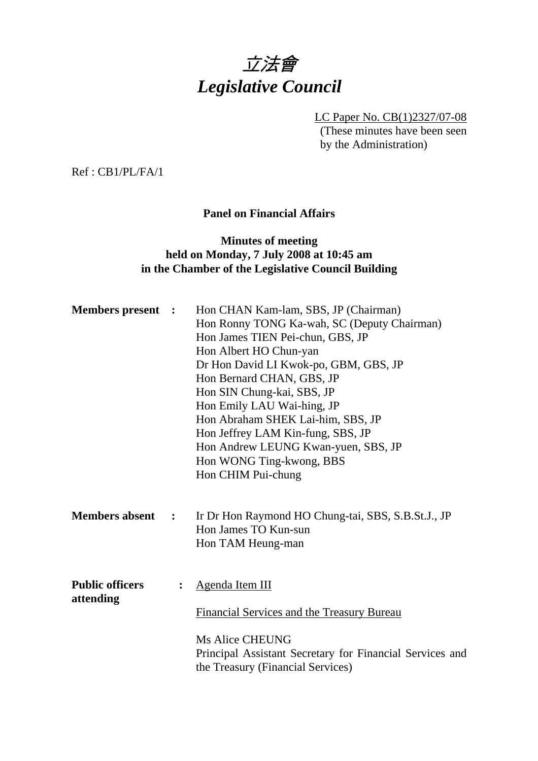# *立法會*
# *Legislative Council*

LC Paper No. CB(1)2327/07-08
(These minutes have been seen by the Administration)

Ref : CB1/PL/FA/1

**Panel on Financial Affairs**

**Minutes of meeting**
**held on Monday, 7 July 2008 at 10:45 am**
**in the Chamber of the Legislative Council Building**

**Members present :**

Hon CHAN Kam-lam, SBS, JP (Chairman)
Hon Ronny TONG Ka-wah, SC (Deputy Chairman)
Hon James TIEN Pei-chun, GBS, JP
Hon Albert HO Chun-yan
Dr Hon David LI Kwok-po, GBM, GBS, JP
Hon Bernard CHAN, GBS, JP
Hon SIN Chung-kai, SBS, JP
Hon Emily LAU Wai-hing, JP
Hon Abraham SHEK Lai-him, SBS, JP
Hon Jeffrey LAM Kin-fung, SBS, JP
Hon Andrew LEUNG Kwan-yuen, SBS, JP
Hon WONG Ting-kwong, BBS
Hon CHIM Pui-chung

**Members absent :**

Ir Dr Hon Raymond HO Chung-tai, SBS, S.B.St.J., JP
Hon James TO Kun-sun
Hon TAM Heung-man

**Public officers attending :**

Agenda Item III

Financial Services and the Treasury Bureau

Ms Alice CHEUNG
Principal Assistant Secretary for Financial Services and the Treasury (Financial Services)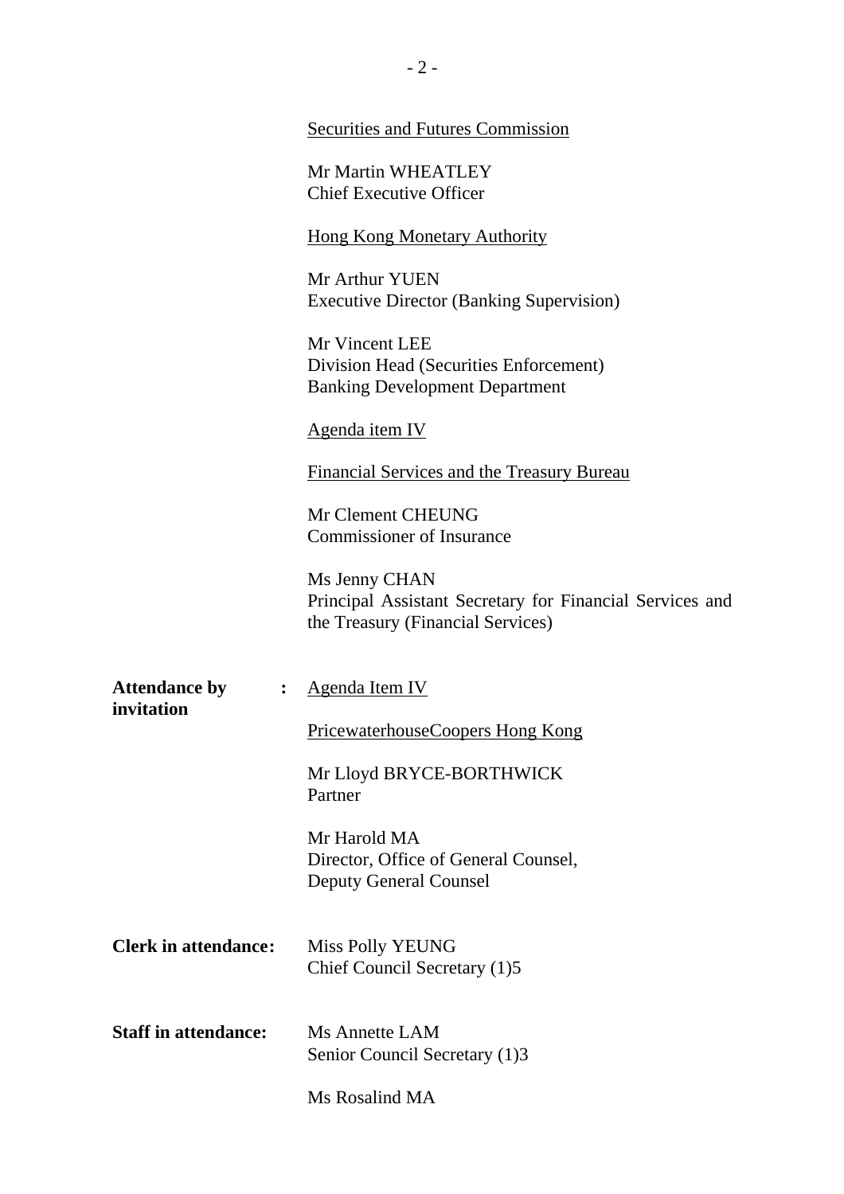<u>Securities and Futures Commission</u>

Mr Martin WHEATLEY
Chief Executive Officer

<u>Hong Kong Monetary Authority</u>

Mr Arthur YUEN
Executive Director (Banking Supervision)

Mr Vincent LEE
Division Head (Securities Enforcement)
Banking Development Department

<u>Agenda item IV</u>

<u>Financial Services and the Treasury Bureau</u>

Mr Clement CHEUNG
Commissioner of Insurance

Ms Jenny CHAN
Principal Assistant Secretary for Financial Services and the Treasury (Financial Services)

**Attendance by invitation** : <u>Agenda Item IV</u>

<u>PricewaterhouseCoopers Hong Kong</u>

Mr Lloyd BRYCE-BORTHWICK
Partner

Mr Harold MA
Director, Office of General Counsel,
Deputy General Counsel

**Clerk in attendance:** Miss Polly YEUNG
Chief Council Secretary (1)5

**Staff in attendance:** Ms Annette LAM
Senior Council Secretary (1)3

Ms Rosalind MA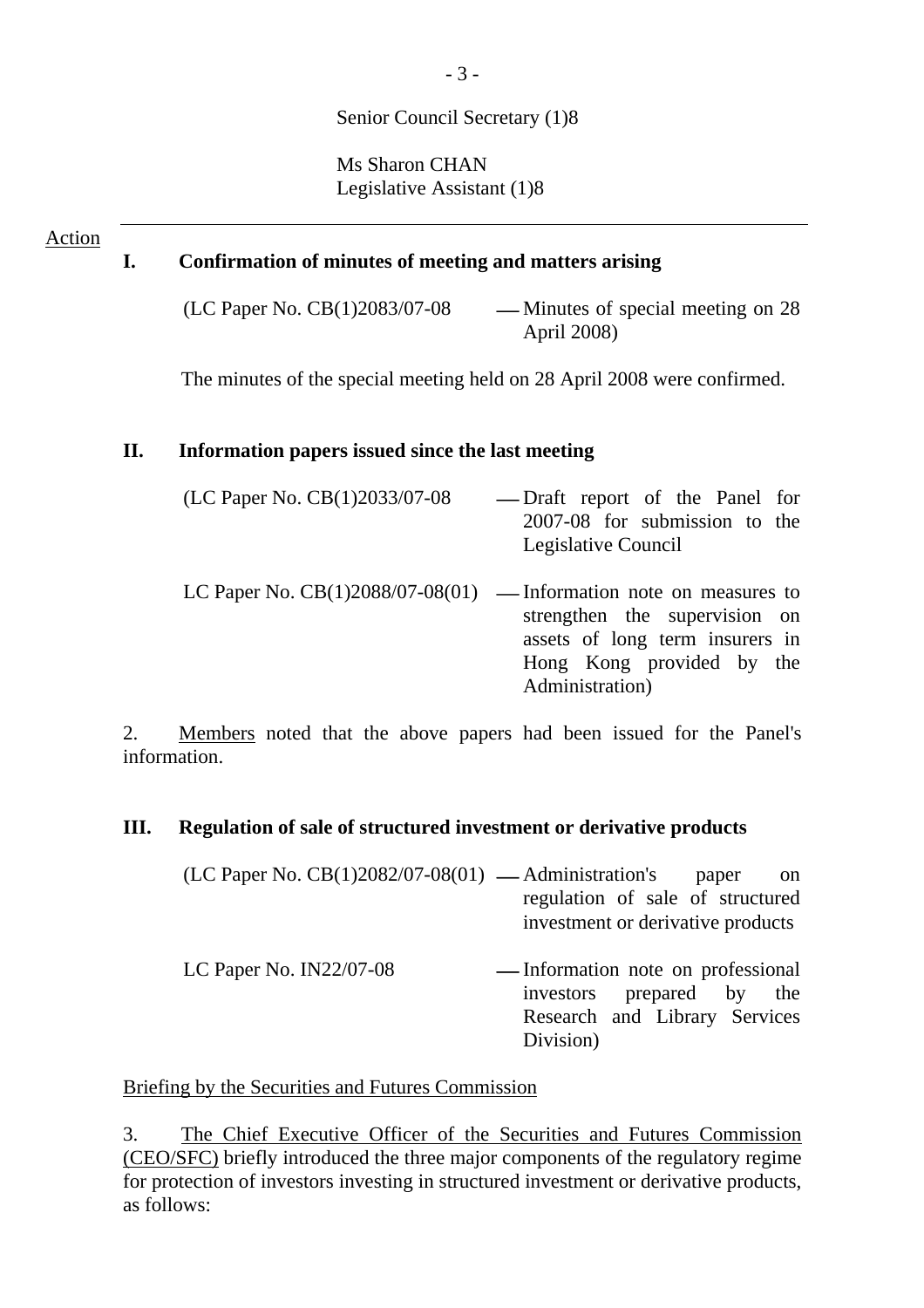Senior Council Secretary (1)8

Ms Sharon CHAN
Legislative Assistant (1)8

Action

**I. Confirmation of minutes of meeting and matters arising**

(LC Paper No. CB(1)2083/07-08 — Minutes of special meeting on 28 April 2008)

The minutes of the special meeting held on 28 April 2008 were confirmed.

**II. Information papers issued since the last meeting**

(LC Paper No. CB(1)2033/07-08 — Draft report of the Panel for 2007-08 for submission to the Legislative Council

LC Paper No. CB(1)2088/07-08(01) — Information note on measures to strengthen the supervision on assets of long term insurers in Hong Kong provided by the Administration)

2. Members noted that the above papers had been issued for the Panel's information.

**III. Regulation of sale of structured investment or derivative products**

(LC Paper No. CB(1)2082/07-08(01) — Administration's paper on regulation of sale of structured investment or derivative products

LC Paper No. IN22/07-08 — Information note on professional investors prepared by the Research and Library Services Division)

Briefing by the Securities and Futures Commission

3. The Chief Executive Officer of the Securities and Futures Commission (CEO/SFC) briefly introduced the three major components of the regulatory regime for protection of investors investing in structured investment or derivative products, as follows: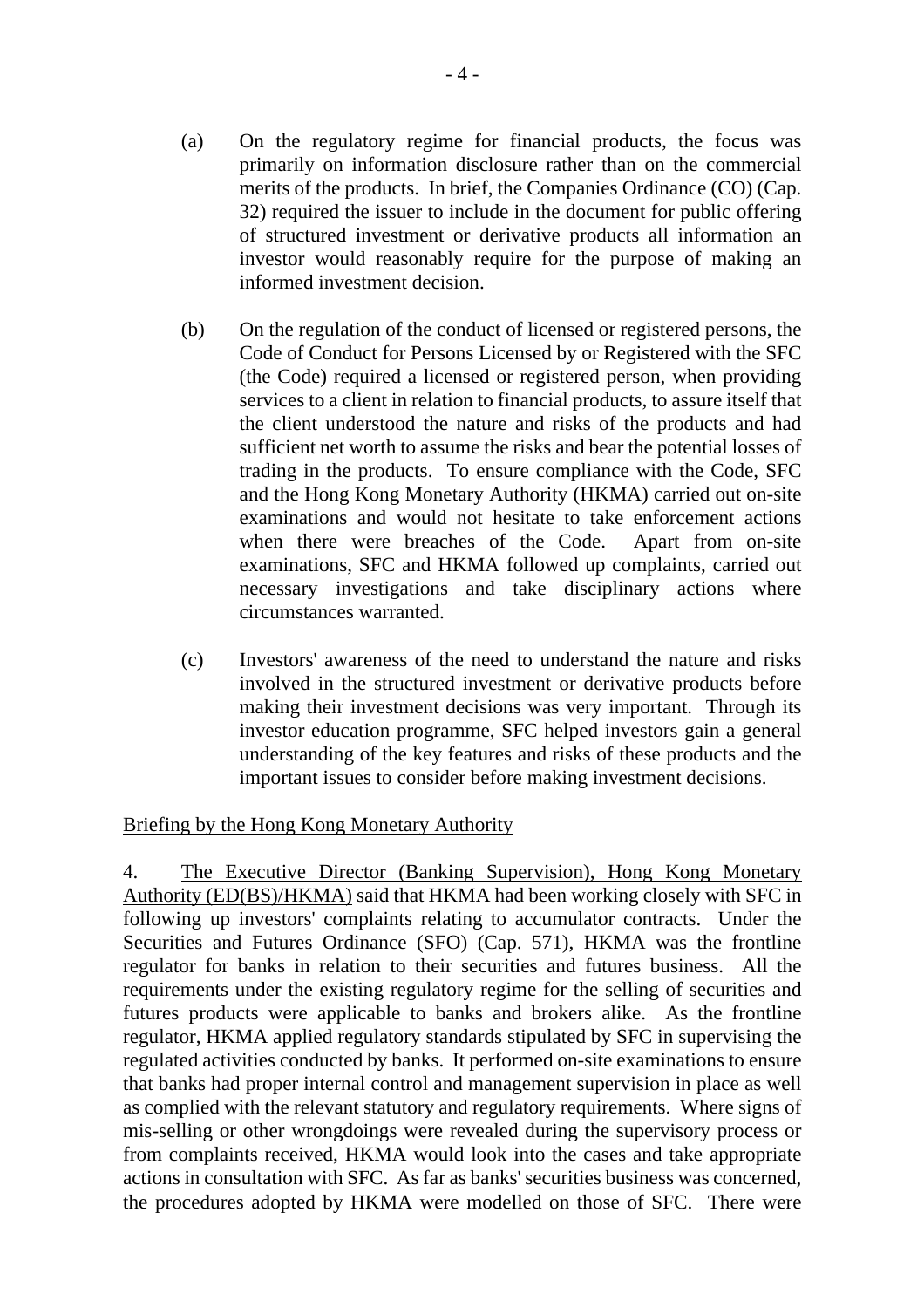(a) On the regulatory regime for financial products, the focus was primarily on information disclosure rather than on the commercial merits of the products. In brief, the Companies Ordinance (CO) (Cap. 32) required the issuer to include in the document for public offering of structured investment or derivative products all information an investor would reasonably require for the purpose of making an informed investment decision.

(b) On the regulation of the conduct of licensed or registered persons, the Code of Conduct for Persons Licensed by or Registered with the SFC (the Code) required a licensed or registered person, when providing services to a client in relation to financial products, to assure itself that the client understood the nature and risks of the products and had sufficient net worth to assume the risks and bear the potential losses of trading in the products. To ensure compliance with the Code, SFC and the Hong Kong Monetary Authority (HKMA) carried out on-site examinations and would not hesitate to take enforcement actions when there were breaches of the Code. Apart from on-site examinations, SFC and HKMA followed up complaints, carried out necessary investigations and take disciplinary actions where circumstances warranted.

(c) Investors' awareness of the need to understand the nature and risks involved in the structured investment or derivative products before making their investment decisions was very important. Through its investor education programme, SFC helped investors gain a general understanding of the key features and risks of these products and the important issues to consider before making investment decisions.

<u>Briefing by the Hong Kong Monetary Authority</u>

4. <u>The Executive Director (Banking Supervision), Hong Kong Monetary Authority (ED(BS)/HKMA)</u> said that HKMA had been working closely with SFC in following up investors' complaints relating to accumulator contracts. Under the Securities and Futures Ordinance (SFO) (Cap. 571), HKMA was the frontline regulator for banks in relation to their securities and futures business. All the requirements under the existing regulatory regime for the selling of securities and futures products were applicable to banks and brokers alike. As the frontline regulator, HKMA applied regulatory standards stipulated by SFC in supervising the regulated activities conducted by banks. It performed on-site examinations to ensure that banks had proper internal control and management supervision in place as well as complied with the relevant statutory and regulatory requirements. Where signs of mis-selling or other wrongdoings were revealed during the supervisory process or from complaints received, HKMA would look into the cases and take appropriate actions in consultation with SFC. As far as banks' securities business was concerned, the procedures adopted by HKMA were modelled on those of SFC. There were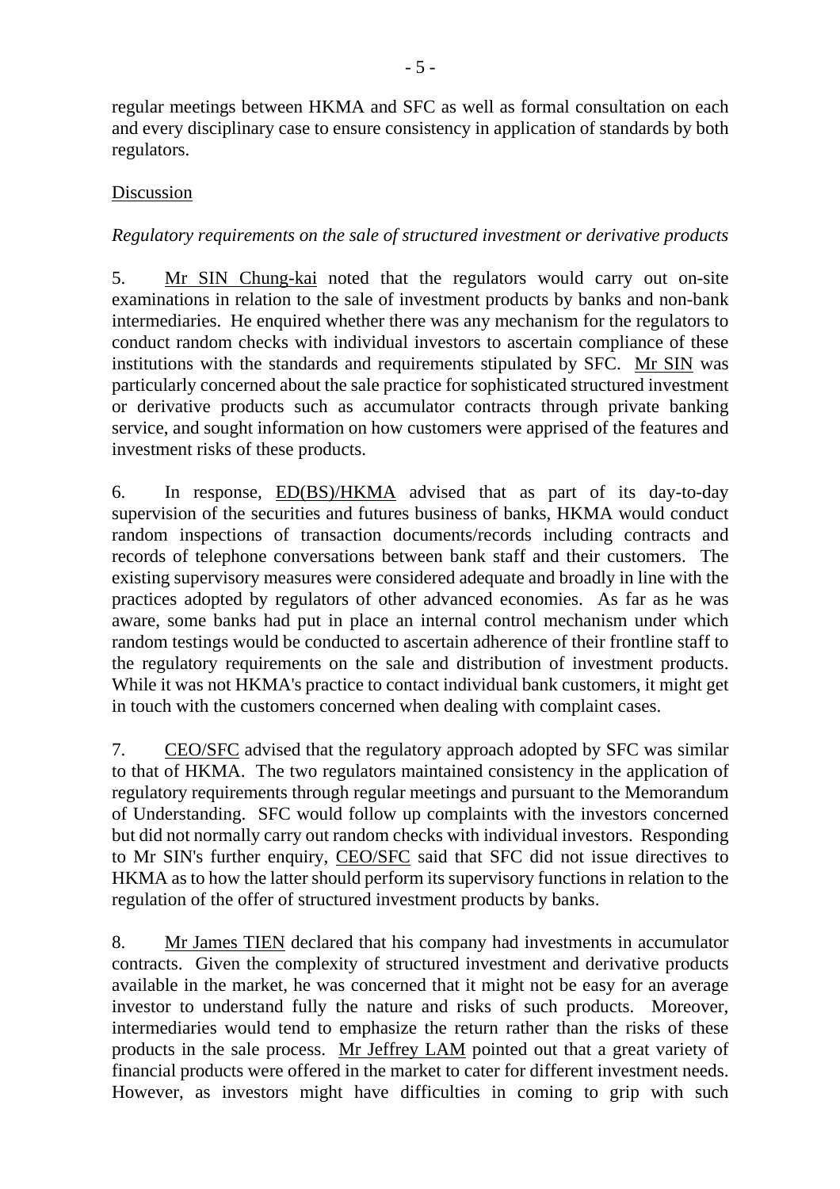regular meetings between HKMA and SFC as well as formal consultation on each and every disciplinary case to ensure consistency in application of standards by both regulators.

Discussion

*Regulatory requirements on the sale of structured investment or derivative products*

5. Mr SIN Chung-kai noted that the regulators would carry out on-site examinations in relation to the sale of investment products by banks and non-bank intermediaries. He enquired whether there was any mechanism for the regulators to conduct random checks with individual investors to ascertain compliance of these institutions with the standards and requirements stipulated by SFC. Mr SIN was particularly concerned about the sale practice for sophisticated structured investment or derivative products such as accumulator contracts through private banking service, and sought information on how customers were apprised of the features and investment risks of these products.

6. In response, ED(BS)/HKMA advised that as part of its day-to-day supervision of the securities and futures business of banks, HKMA would conduct random inspections of transaction documents/records including contracts and records of telephone conversations between bank staff and their customers. The existing supervisory measures were considered adequate and broadly in line with the practices adopted by regulators of other advanced economies. As far as he was aware, some banks had put in place an internal control mechanism under which random testings would be conducted to ascertain adherence of their frontline staff to the regulatory requirements on the sale and distribution of investment products. While it was not HKMA's practice to contact individual bank customers, it might get in touch with the customers concerned when dealing with complaint cases.

7. CEO/SFC advised that the regulatory approach adopted by SFC was similar to that of HKMA. The two regulators maintained consistency in the application of regulatory requirements through regular meetings and pursuant to the Memorandum of Understanding. SFC would follow up complaints with the investors concerned but did not normally carry out random checks with individual investors. Responding to Mr SIN's further enquiry, CEO/SFC said that SFC did not issue directives to HKMA as to how the latter should perform its supervisory functions in relation to the regulation of the offer of structured investment products by banks.

8. Mr James TIEN declared that his company had investments in accumulator contracts. Given the complexity of structured investment and derivative products available in the market, he was concerned that it might not be easy for an average investor to understand fully the nature and risks of such products. Moreover, intermediaries would tend to emphasize the return rather than the risks of these products in the sale process. Mr Jeffrey LAM pointed out that a great variety of financial products were offered in the market to cater for different investment needs. However, as investors might have difficulties in coming to grip with such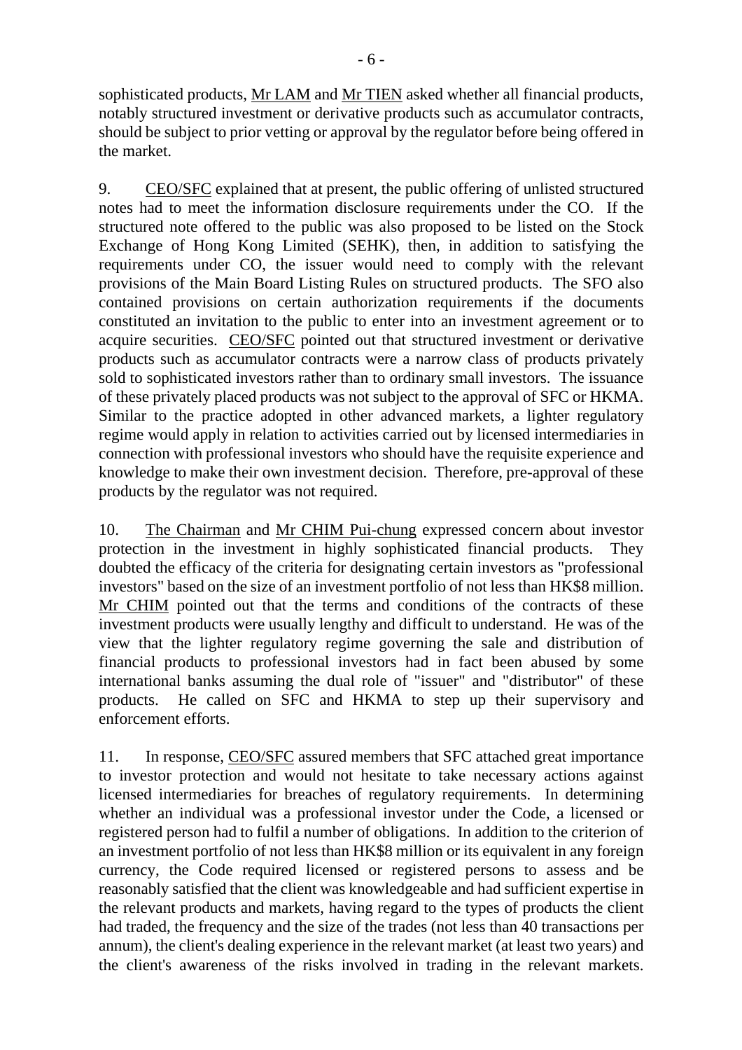sophisticated products, Mr LAM and Mr TIEN asked whether all financial products, notably structured investment or derivative products such as accumulator contracts, should be subject to prior vetting or approval by the regulator before being offered in the market.

9. CEO/SFC explained that at present, the public offering of unlisted structured notes had to meet the information disclosure requirements under the CO. If the structured note offered to the public was also proposed to be listed on the Stock Exchange of Hong Kong Limited (SEHK), then, in addition to satisfying the requirements under CO, the issuer would need to comply with the relevant provisions of the Main Board Listing Rules on structured products. The SFO also contained provisions on certain authorization requirements if the documents constituted an invitation to the public to enter into an investment agreement or to acquire securities. CEO/SFC pointed out that structured investment or derivative products such as accumulator contracts were a narrow class of products privately sold to sophisticated investors rather than to ordinary small investors. The issuance of these privately placed products was not subject to the approval of SFC or HKMA. Similar to the practice adopted in other advanced markets, a lighter regulatory regime would apply in relation to activities carried out by licensed intermediaries in connection with professional investors who should have the requisite experience and knowledge to make their own investment decision. Therefore, pre-approval of these products by the regulator was not required.

10. The Chairman and Mr CHIM Pui-chung expressed concern about investor protection in the investment in highly sophisticated financial products. They doubted the efficacy of the criteria for designating certain investors as "professional investors" based on the size of an investment portfolio of not less than HK$8 million. Mr CHIM pointed out that the terms and conditions of the contracts of these investment products were usually lengthy and difficult to understand. He was of the view that the lighter regulatory regime governing the sale and distribution of financial products to professional investors had in fact been abused by some international banks assuming the dual role of "issuer" and "distributor" of these products. He called on SFC and HKMA to step up their supervisory and enforcement efforts.

11. In response, CEO/SFC assured members that SFC attached great importance to investor protection and would not hesitate to take necessary actions against licensed intermediaries for breaches of regulatory requirements. In determining whether an individual was a professional investor under the Code, a licensed or registered person had to fulfil a number of obligations. In addition to the criterion of an investment portfolio of not less than HK$8 million or its equivalent in any foreign currency, the Code required licensed or registered persons to assess and be reasonably satisfied that the client was knowledgeable and had sufficient expertise in the relevant products and markets, having regard to the types of products the client had traded, the frequency and the size of the trades (not less than 40 transactions per annum), the client's dealing experience in the relevant market (at least two years) and the client's awareness of the risks involved in trading in the relevant markets.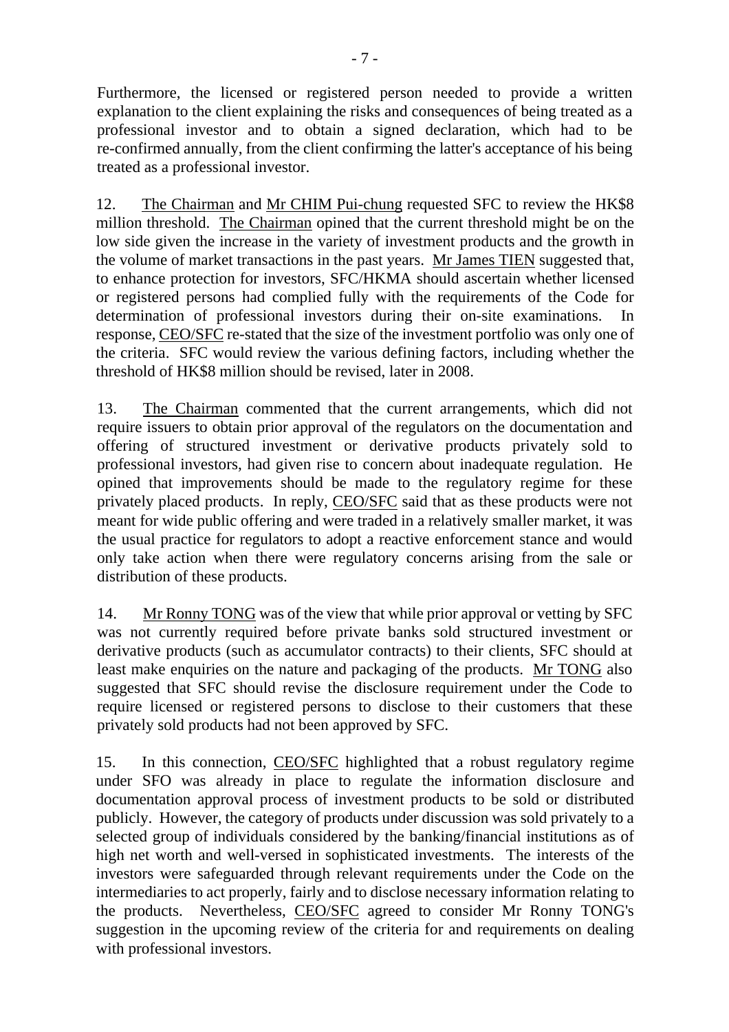Furthermore, the licensed or registered person needed to provide a written explanation to the client explaining the risks and consequences of being treated as a professional investor and to obtain a signed declaration, which had to be re-confirmed annually, from the client confirming the latter's acceptance of his being treated as a professional investor.

12. The Chairman and Mr CHIM Pui-chung requested SFC to review the HK$8 million threshold. The Chairman opined that the current threshold might be on the low side given the increase in the variety of investment products and the growth in the volume of market transactions in the past years. Mr James TIEN suggested that, to enhance protection for investors, SFC/HKMA should ascertain whether licensed or registered persons had complied fully with the requirements of the Code for determination of professional investors during their on-site examinations. In response, CEO/SFC re-stated that the size of the investment portfolio was only one of the criteria. SFC would review the various defining factors, including whether the threshold of HK$8 million should be revised, later in 2008.

13. The Chairman commented that the current arrangements, which did not require issuers to obtain prior approval of the regulators on the documentation and offering of structured investment or derivative products privately sold to professional investors, had given rise to concern about inadequate regulation. He opined that improvements should be made to the regulatory regime for these privately placed products. In reply, CEO/SFC said that as these products were not meant for wide public offering and were traded in a relatively smaller market, it was the usual practice for regulators to adopt a reactive enforcement stance and would only take action when there were regulatory concerns arising from the sale or distribution of these products.

14. Mr Ronny TONG was of the view that while prior approval or vetting by SFC was not currently required before private banks sold structured investment or derivative products (such as accumulator contracts) to their clients, SFC should at least make enquiries on the nature and packaging of the products. Mr TONG also suggested that SFC should revise the disclosure requirement under the Code to require licensed or registered persons to disclose to their customers that these privately sold products had not been approved by SFC.

15. In this connection, CEO/SFC highlighted that a robust regulatory regime under SFO was already in place to regulate the information disclosure and documentation approval process of investment products to be sold or distributed publicly. However, the category of products under discussion was sold privately to a selected group of individuals considered by the banking/financial institutions as of high net worth and well-versed in sophisticated investments. The interests of the investors were safeguarded through relevant requirements under the Code on the intermediaries to act properly, fairly and to disclose necessary information relating to the products. Nevertheless, CEO/SFC agreed to consider Mr Ronny TONG's suggestion in the upcoming review of the criteria for and requirements on dealing with professional investors.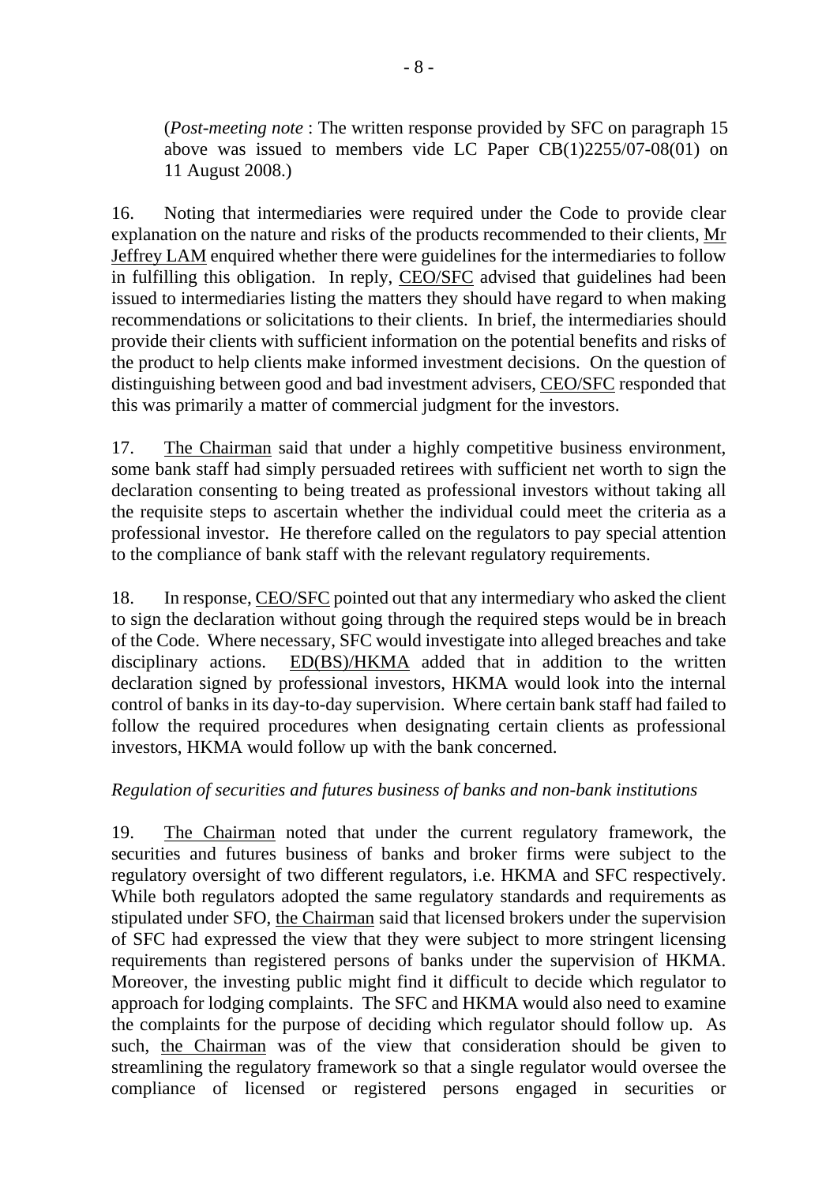(*Post-meeting note* : The written response provided by SFC on paragraph 15 above was issued to members vide LC Paper CB(1)2255/07-08(01) on 11 August 2008.)

16. Noting that intermediaries were required under the Code to provide clear explanation on the nature and risks of the products recommended to their clients, Mr Jeffrey LAM enquired whether there were guidelines for the intermediaries to follow in fulfilling this obligation. In reply, CEO/SFC advised that guidelines had been issued to intermediaries listing the matters they should have regard to when making recommendations or solicitations to their clients. In brief, the intermediaries should provide their clients with sufficient information on the potential benefits and risks of the product to help clients make informed investment decisions. On the question of distinguishing between good and bad investment advisers, CEO/SFC responded that this was primarily a matter of commercial judgment for the investors.

17. The Chairman said that under a highly competitive business environment, some bank staff had simply persuaded retirees with sufficient net worth to sign the declaration consenting to being treated as professional investors without taking all the requisite steps to ascertain whether the individual could meet the criteria as a professional investor. He therefore called on the regulators to pay special attention to the compliance of bank staff with the relevant regulatory requirements.

18. In response, CEO/SFC pointed out that any intermediary who asked the client to sign the declaration without going through the required steps would be in breach of the Code. Where necessary, SFC would investigate into alleged breaches and take disciplinary actions. ED(BS)/HKMA added that in addition to the written declaration signed by professional investors, HKMA would look into the internal control of banks in its day-to-day supervision. Where certain bank staff had failed to follow the required procedures when designating certain clients as professional investors, HKMA would follow up with the bank concerned.

*Regulation of securities and futures business of banks and non-bank institutions*

19. The Chairman noted that under the current regulatory framework, the securities and futures business of banks and broker firms were subject to the regulatory oversight of two different regulators, i.e. HKMA and SFC respectively. While both regulators adopted the same regulatory standards and requirements as stipulated under SFO, the Chairman said that licensed brokers under the supervision of SFC had expressed the view that they were subject to more stringent licensing requirements than registered persons of banks under the supervision of HKMA. Moreover, the investing public might find it difficult to decide which regulator to approach for lodging complaints. The SFC and HKMA would also need to examine the complaints for the purpose of deciding which regulator should follow up. As such, the Chairman was of the view that consideration should be given to streamlining the regulatory framework so that a single regulator would oversee the compliance of licensed or registered persons engaged in securities or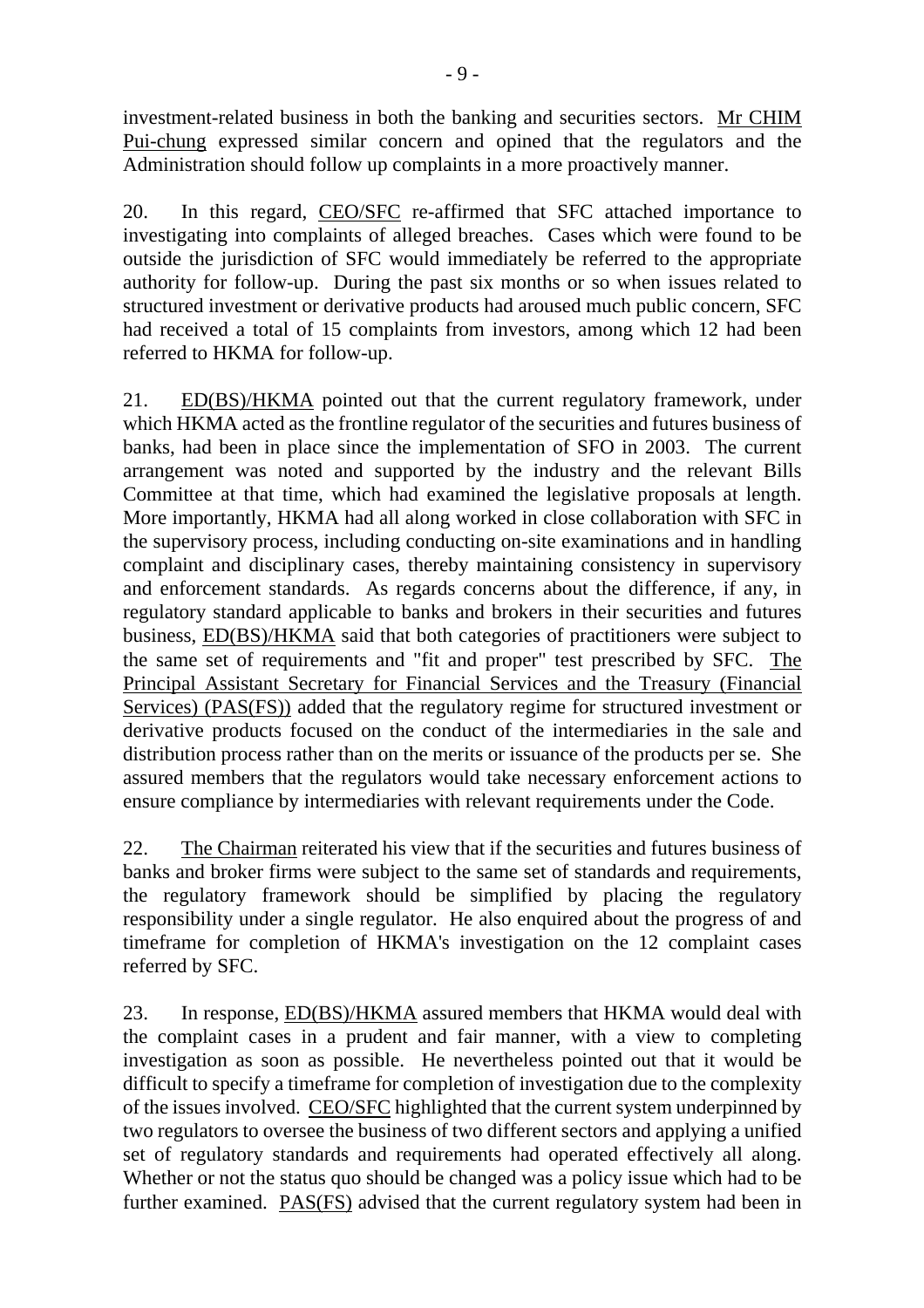investment-related business in both the banking and securities sectors. Mr CHIM Pui-chung expressed similar concern and opined that the regulators and the Administration should follow up complaints in a more proactively manner.

20. In this regard, CEO/SFC re-affirmed that SFC attached importance to investigating into complaints of alleged breaches. Cases which were found to be outside the jurisdiction of SFC would immediately be referred to the appropriate authority for follow-up. During the past six months or so when issues related to structured investment or derivative products had aroused much public concern, SFC had received a total of 15 complaints from investors, among which 12 had been referred to HKMA for follow-up.

21. ED(BS)/HKMA pointed out that the current regulatory framework, under which HKMA acted as the frontline regulator of the securities and futures business of banks, had been in place since the implementation of SFO in 2003. The current arrangement was noted and supported by the industry and the relevant Bills Committee at that time, which had examined the legislative proposals at length. More importantly, HKMA had all along worked in close collaboration with SFC in the supervisory process, including conducting on-site examinations and in handling complaint and disciplinary cases, thereby maintaining consistency in supervisory and enforcement standards. As regards concerns about the difference, if any, in regulatory standard applicable to banks and brokers in their securities and futures business, ED(BS)/HKMA said that both categories of practitioners were subject to the same set of requirements and "fit and proper" test prescribed by SFC. The Principal Assistant Secretary for Financial Services and the Treasury (Financial Services) (PAS(FS)) added that the regulatory regime for structured investment or derivative products focused on the conduct of the intermediaries in the sale and distribution process rather than on the merits or issuance of the products per se. She assured members that the regulators would take necessary enforcement actions to ensure compliance by intermediaries with relevant requirements under the Code.

22. The Chairman reiterated his view that if the securities and futures business of banks and broker firms were subject to the same set of standards and requirements, the regulatory framework should be simplified by placing the regulatory responsibility under a single regulator. He also enquired about the progress of and timeframe for completion of HKMA's investigation on the 12 complaint cases referred by SFC.

23. In response, ED(BS)/HKMA assured members that HKMA would deal with the complaint cases in a prudent and fair manner, with a view to completing investigation as soon as possible. He nevertheless pointed out that it would be difficult to specify a timeframe for completion of investigation due to the complexity of the issues involved. CEO/SFC highlighted that the current system underpinned by two regulators to oversee the business of two different sectors and applying a unified set of regulatory standards and requirements had operated effectively all along. Whether or not the status quo should be changed was a policy issue which had to be further examined. PAS(FS) advised that the current regulatory system had been in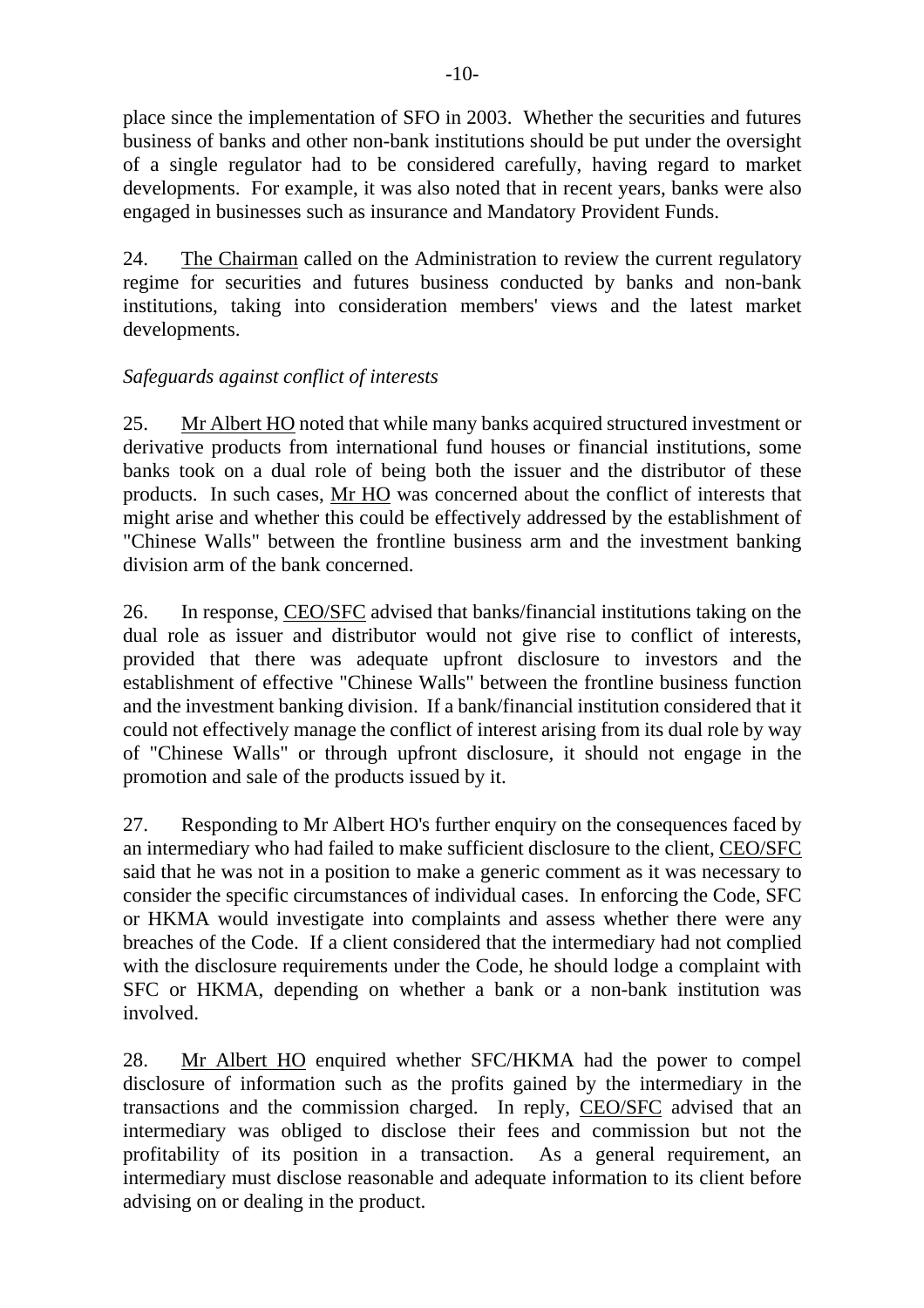place since the implementation of SFO in 2003. Whether the securities and futures business of banks and other non-bank institutions should be put under the oversight of a single regulator had to be considered carefully, having regard to market developments. For example, it was also noted that in recent years, banks were also engaged in businesses such as insurance and Mandatory Provident Funds.

24. The Chairman called on the Administration to review the current regulatory regime for securities and futures business conducted by banks and non-bank institutions, taking into consideration members' views and the latest market developments.

*Safeguards against conflict of interests*

25. Mr Albert HO noted that while many banks acquired structured investment or derivative products from international fund houses or financial institutions, some banks took on a dual role of being both the issuer and the distributor of these products. In such cases, Mr HO was concerned about the conflict of interests that might arise and whether this could be effectively addressed by the establishment of "Chinese Walls" between the frontline business arm and the investment banking division arm of the bank concerned.

26. In response, CEO/SFC advised that banks/financial institutions taking on the dual role as issuer and distributor would not give rise to conflict of interests, provided that there was adequate upfront disclosure to investors and the establishment of effective "Chinese Walls" between the frontline business function and the investment banking division. If a bank/financial institution considered that it could not effectively manage the conflict of interest arising from its dual role by way of "Chinese Walls" or through upfront disclosure, it should not engage in the promotion and sale of the products issued by it.

27. Responding to Mr Albert HO's further enquiry on the consequences faced by an intermediary who had failed to make sufficient disclosure to the client, CEO/SFC said that he was not in a position to make a generic comment as it was necessary to consider the specific circumstances of individual cases. In enforcing the Code, SFC or HKMA would investigate into complaints and assess whether there were any breaches of the Code. If a client considered that the intermediary had not complied with the disclosure requirements under the Code, he should lodge a complaint with SFC or HKMA, depending on whether a bank or a non-bank institution was involved.

28. Mr Albert HO enquired whether SFC/HKMA had the power to compel disclosure of information such as the profits gained by the intermediary in the transactions and the commission charged. In reply, CEO/SFC advised that an intermediary was obliged to disclose their fees and commission but not the profitability of its position in a transaction. As a general requirement, an intermediary must disclose reasonable and adequate information to its client before advising on or dealing in the product.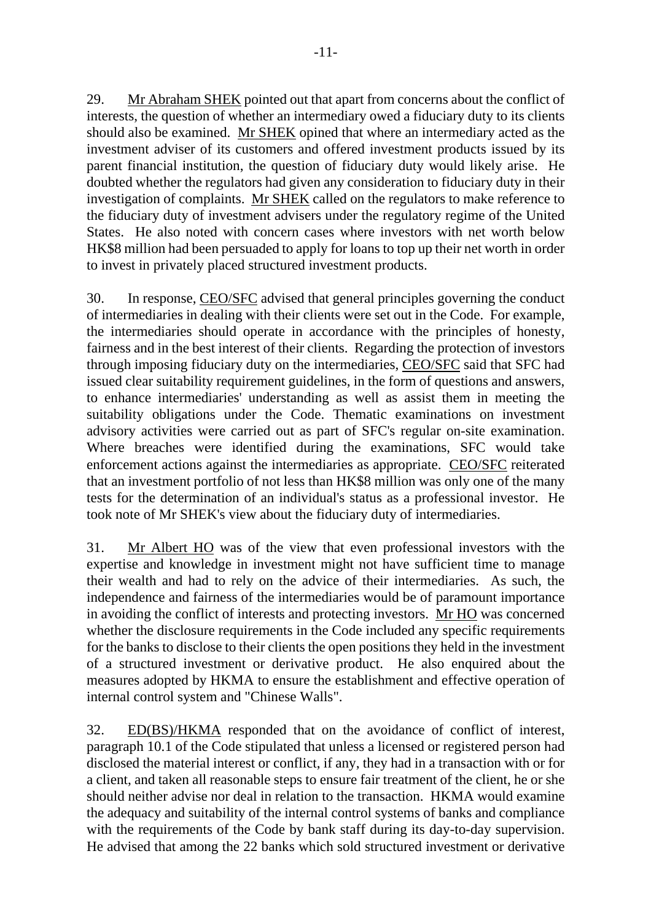29. Mr Abraham SHEK pointed out that apart from concerns about the conflict of interests, the question of whether an intermediary owed a fiduciary duty to its clients should also be examined. Mr SHEK opined that where an intermediary acted as the investment adviser of its customers and offered investment products issued by its parent financial institution, the question of fiduciary duty would likely arise. He doubted whether the regulators had given any consideration to fiduciary duty in their investigation of complaints. Mr SHEK called on the regulators to make reference to the fiduciary duty of investment advisers under the regulatory regime of the United States. He also noted with concern cases where investors with net worth below HK$8 million had been persuaded to apply for loans to top up their net worth in order to invest in privately placed structured investment products.

30. In response, CEO/SFC advised that general principles governing the conduct of intermediaries in dealing with their clients were set out in the Code. For example, the intermediaries should operate in accordance with the principles of honesty, fairness and in the best interest of their clients. Regarding the protection of investors through imposing fiduciary duty on the intermediaries, CEO/SFC said that SFC had issued clear suitability requirement guidelines, in the form of questions and answers, to enhance intermediaries' understanding as well as assist them in meeting the suitability obligations under the Code. Thematic examinations on investment advisory activities were carried out as part of SFC's regular on-site examination. Where breaches were identified during the examinations, SFC would take enforcement actions against the intermediaries as appropriate. CEO/SFC reiterated that an investment portfolio of not less than HK$8 million was only one of the many tests for the determination of an individual's status as a professional investor. He took note of Mr SHEK's view about the fiduciary duty of intermediaries.

31. Mr Albert HO was of the view that even professional investors with the expertise and knowledge in investment might not have sufficient time to manage their wealth and had to rely on the advice of their intermediaries. As such, the independence and fairness of the intermediaries would be of paramount importance in avoiding the conflict of interests and protecting investors. Mr HO was concerned whether the disclosure requirements in the Code included any specific requirements for the banks to disclose to their clients the open positions they held in the investment of a structured investment or derivative product. He also enquired about the measures adopted by HKMA to ensure the establishment and effective operation of internal control system and "Chinese Walls".

32. ED(BS)/HKMA responded that on the avoidance of conflict of interest, paragraph 10.1 of the Code stipulated that unless a licensed or registered person had disclosed the material interest or conflict, if any, they had in a transaction with or for a client, and taken all reasonable steps to ensure fair treatment of the client, he or she should neither advise nor deal in relation to the transaction. HKMA would examine the adequacy and suitability of the internal control systems of banks and compliance with the requirements of the Code by bank staff during its day-to-day supervision. He advised that among the 22 banks which sold structured investment or derivative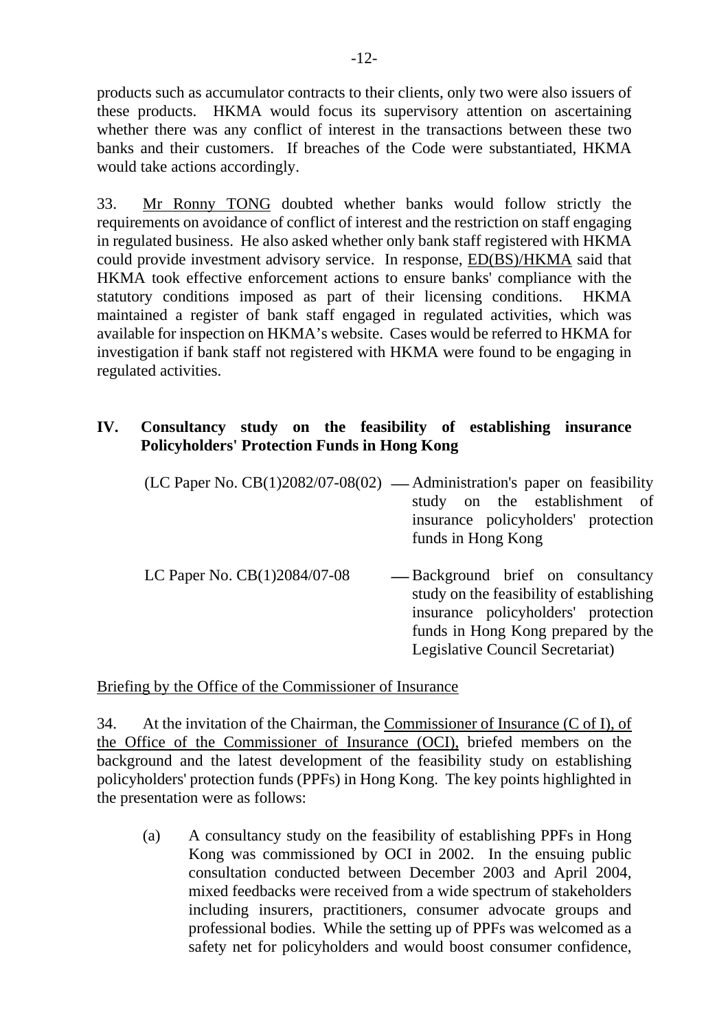products such as accumulator contracts to their clients, only two were also issuers of these products. HKMA would focus its supervisory attention on ascertaining whether there was any conflict of interest in the transactions between these two banks and their customers. If breaches of the Code were substantiated, HKMA would take actions accordingly.

33. Mr Ronny TONG doubted whether banks would follow strictly the requirements on avoidance of conflict of interest and the restriction on staff engaging in regulated business. He also asked whether only bank staff registered with HKMA could provide investment advisory service. In response, ED(BS)/HKMA said that HKMA took effective enforcement actions to ensure banks' compliance with the statutory conditions imposed as part of their licensing conditions. HKMA maintained a register of bank staff engaged in regulated activities, which was available for inspection on HKMA's website. Cases would be referred to HKMA for investigation if bank staff not registered with HKMA were found to be engaging in regulated activities.

## IV. Consultancy study on the feasibility of establishing insurance Policyholders' Protection Funds in Hong Kong

(LC Paper No. CB(1)2082/07-08(02) — Administration's paper on feasibility study on the establishment of insurance policyholders' protection funds in Hong Kong

LC Paper No. CB(1)2084/07-08 — Background brief on consultancy study on the feasibility of establishing insurance policyholders' protection funds in Hong Kong prepared by the Legislative Council Secretariat)

Briefing by the Office of the Commissioner of Insurance

34. At the invitation of the Chairman, the Commissioner of Insurance (C of I), of the Office of the Commissioner of Insurance (OCI), briefed members on the background and the latest development of the feasibility study on establishing policyholders' protection funds (PPFs) in Hong Kong. The key points highlighted in the presentation were as follows:

(a) A consultancy study on the feasibility of establishing PPFs in Hong Kong was commissioned by OCI in 2002. In the ensuing public consultation conducted between December 2003 and April 2004, mixed feedbacks were received from a wide spectrum of stakeholders including insurers, practitioners, consumer advocate groups and professional bodies. While the setting up of PPFs was welcomed as a safety net for policyholders and would boost consumer confidence,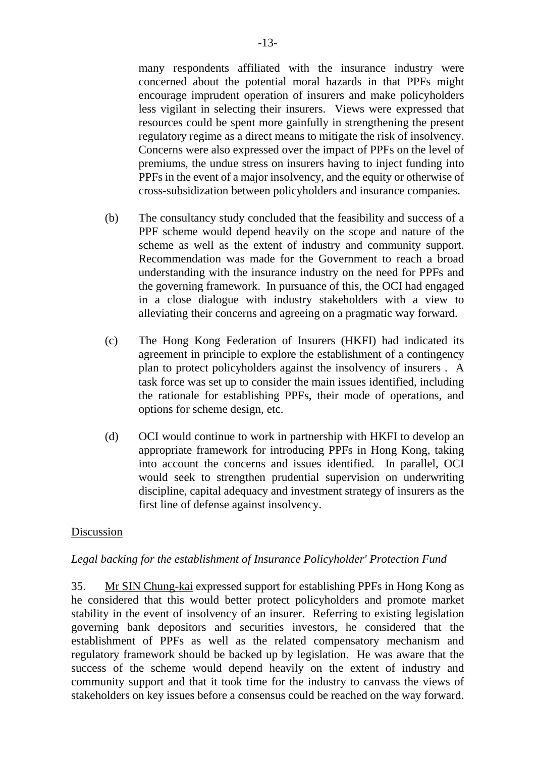many respondents affiliated with the insurance industry were concerned about the potential moral hazards in that PPFs might encourage imprudent operation of insurers and make policyholders less vigilant in selecting their insurers. Views were expressed that resources could be spent more gainfully in strengthening the present regulatory regime as a direct means to mitigate the risk of insolvency. Concerns were also expressed over the impact of PPFs on the level of premiums, the undue stress on insurers having to inject funding into PPFs in the event of a major insolvency, and the equity or otherwise of cross-subsidization between policyholders and insurance companies.

(b) The consultancy study concluded that the feasibility and success of a PPF scheme would depend heavily on the scope and nature of the scheme as well as the extent of industry and community support. Recommendation was made for the Government to reach a broad understanding with the insurance industry on the need for PPFs and the governing framework. In pursuance of this, the OCI had engaged in a close dialogue with industry stakeholders with a view to alleviating their concerns and agreeing on a pragmatic way forward.

(c) The Hong Kong Federation of Insurers (HKFI) had indicated its agreement in principle to explore the establishment of a contingency plan to protect policyholders against the insolvency of insurers . A task force was set up to consider the main issues identified, including the rationale for establishing PPFs, their mode of operations, and options for scheme design, etc.

(d) OCI would continue to work in partnership with HKFI to develop an appropriate framework for introducing PPFs in Hong Kong, taking into account the concerns and issues identified. In parallel, OCI would seek to strengthen prudential supervision on underwriting discipline, capital adequacy and investment strategy of insurers as the first line of defense against insolvency.

<u>Discussion</u>

*Legal backing for the establishment of Insurance Policyholder' Protection Fund*

35. <u>Mr SIN Chung-kai</u> expressed support for establishing PPFs in Hong Kong as he considered that this would better protect policyholders and promote market stability in the event of insolvency of an insurer. Referring to existing legislation governing bank depositors and securities investors, he considered that the establishment of PPFs as well as the related compensatory mechanism and regulatory framework should be backed up by legislation. He was aware that the success of the scheme would depend heavily on the extent of industry and community support and that it took time for the industry to canvass the views of stakeholders on key issues before a consensus could be reached on the way forward.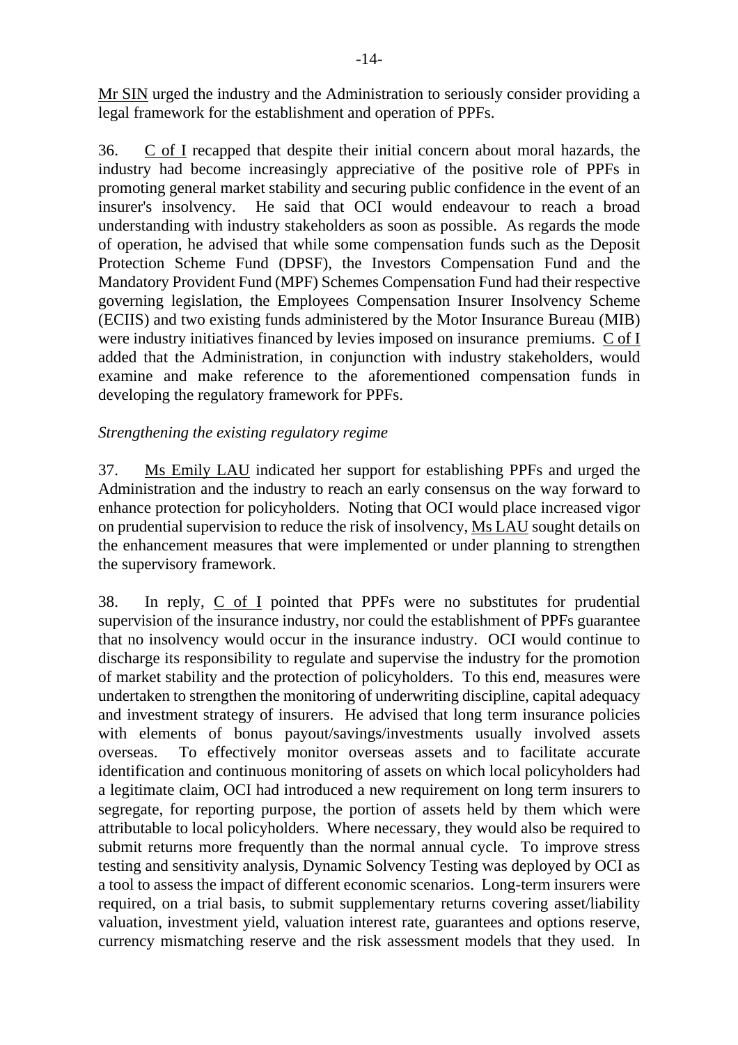Mr SIN urged the industry and the Administration to seriously consider providing a legal framework for the establishment and operation of PPFs.

36. C of I recapped that despite their initial concern about moral hazards, the industry had become increasingly appreciative of the positive role of PPFs in promoting general market stability and securing public confidence in the event of an insurer's insolvency. He said that OCI would endeavour to reach a broad understanding with industry stakeholders as soon as possible. As regards the mode of operation, he advised that while some compensation funds such as the Deposit Protection Scheme Fund (DPSF), the Investors Compensation Fund and the Mandatory Provident Fund (MPF) Schemes Compensation Fund had their respective governing legislation, the Employees Compensation Insurer Insolvency Scheme (ECIIS) and two existing funds administered by the Motor Insurance Bureau (MIB) were industry initiatives financed by levies imposed on insurance premiums. C of I added that the Administration, in conjunction with industry stakeholders, would examine and make reference to the aforementioned compensation funds in developing the regulatory framework for PPFs.

*Strengthening the existing regulatory regime*

37. Ms Emily LAU indicated her support for establishing PPFs and urged the Administration and the industry to reach an early consensus on the way forward to enhance protection for policyholders. Noting that OCI would place increased vigor on prudential supervision to reduce the risk of insolvency, Ms LAU sought details on the enhancement measures that were implemented or under planning to strengthen the supervisory framework.

38. In reply, C of I pointed that PPFs were no substitutes for prudential supervision of the insurance industry, nor could the establishment of PPFs guarantee that no insolvency would occur in the insurance industry. OCI would continue to discharge its responsibility to regulate and supervise the industry for the promotion of market stability and the protection of policyholders. To this end, measures were undertaken to strengthen the monitoring of underwriting discipline, capital adequacy and investment strategy of insurers. He advised that long term insurance policies with elements of bonus payout/savings/investments usually involved assets overseas. To effectively monitor overseas assets and to facilitate accurate identification and continuous monitoring of assets on which local policyholders had a legitimate claim, OCI had introduced a new requirement on long term insurers to segregate, for reporting purpose, the portion of assets held by them which were attributable to local policyholders. Where necessary, they would also be required to submit returns more frequently than the normal annual cycle. To improve stress testing and sensitivity analysis, Dynamic Solvency Testing was deployed by OCI as a tool to assess the impact of different economic scenarios. Long-term insurers were required, on a trial basis, to submit supplementary returns covering asset/liability valuation, investment yield, valuation interest rate, guarantees and options reserve, currency mismatching reserve and the risk assessment models that they used. In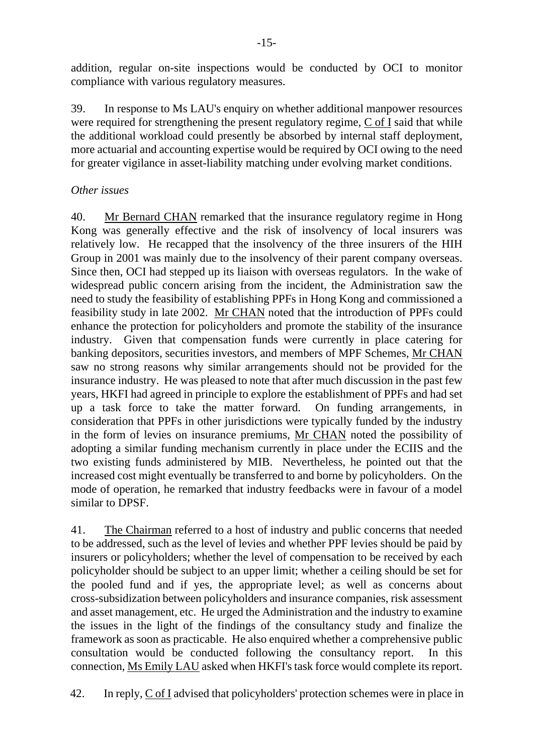addition, regular on-site inspections would be conducted by OCI to monitor compliance with various regulatory measures.

39. In response to Ms LAU's enquiry on whether additional manpower resources were required for strengthening the present regulatory regime, C of I said that while the additional workload could presently be absorbed by internal staff deployment, more actuarial and accounting expertise would be required by OCI owing to the need for greater vigilance in asset-liability matching under evolving market conditions.

*Other issues*

40. Mr Bernard CHAN remarked that the insurance regulatory regime in Hong Kong was generally effective and the risk of insolvency of local insurers was relatively low. He recapped that the insolvency of the three insurers of the HIH Group in 2001 was mainly due to the insolvency of their parent company overseas. Since then, OCI had stepped up its liaison with overseas regulators. In the wake of widespread public concern arising from the incident, the Administration saw the need to study the feasibility of establishing PPFs in Hong Kong and commissioned a feasibility study in late 2002. Mr CHAN noted that the introduction of PPFs could enhance the protection for policyholders and promote the stability of the insurance industry. Given that compensation funds were currently in place catering for banking depositors, securities investors, and members of MPF Schemes, Mr CHAN saw no strong reasons why similar arrangements should not be provided for the insurance industry. He was pleased to note that after much discussion in the past few years, HKFI had agreed in principle to explore the establishment of PPFs and had set up a task force to take the matter forward. On funding arrangements, in consideration that PPFs in other jurisdictions were typically funded by the industry in the form of levies on insurance premiums, Mr CHAN noted the possibility of adopting a similar funding mechanism currently in place under the ECIIS and the two existing funds administered by MIB. Nevertheless, he pointed out that the increased cost might eventually be transferred to and borne by policyholders. On the mode of operation, he remarked that industry feedbacks were in favour of a model similar to DPSF.

41. The Chairman referred to a host of industry and public concerns that needed to be addressed, such as the level of levies and whether PPF levies should be paid by insurers or policyholders; whether the level of compensation to be received by each policyholder should be subject to an upper limit; whether a ceiling should be set for the pooled fund and if yes, the appropriate level; as well as concerns about cross-subsidization between policyholders and insurance companies, risk assessment and asset management, etc. He urged the Administration and the industry to examine the issues in the light of the findings of the consultancy study and finalize the framework as soon as practicable. He also enquired whether a comprehensive public consultation would be conducted following the consultancy report. In this connection, Ms Emily LAU asked when HKFI's task force would complete its report.

42. In reply, C of I advised that policyholders' protection schemes were in place in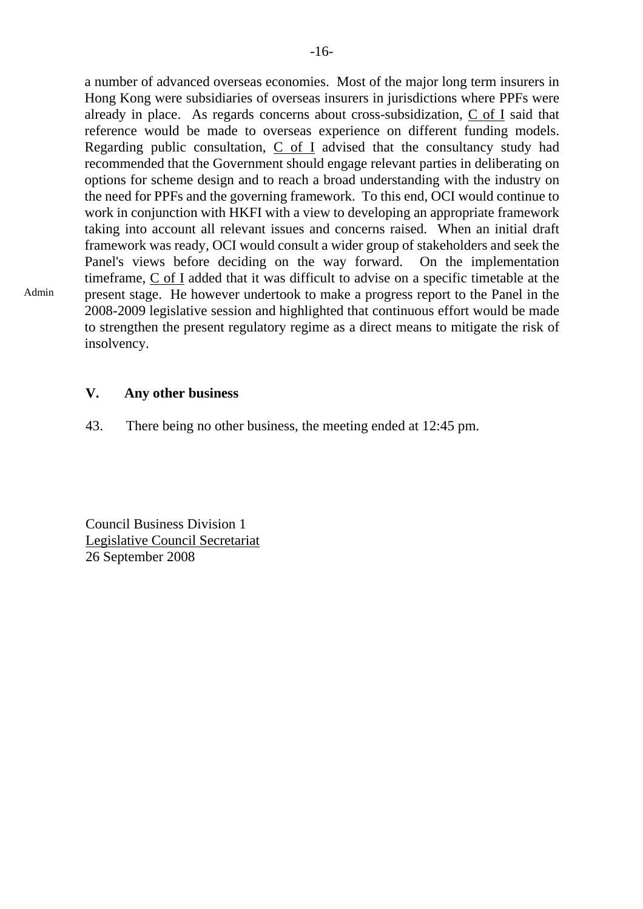a number of advanced overseas economies. Most of the major long term insurers in Hong Kong were subsidiaries of overseas insurers in jurisdictions where PPFs were already in place. As regards concerns about cross-subsidization, C of I said that reference would be made to overseas experience on different funding models. Regarding public consultation, C of I advised that the consultancy study had recommended that the Government should engage relevant parties in deliberating on options for scheme design and to reach a broad understanding with the industry on the need for PPFs and the governing framework. To this end, OCI would continue to work in conjunction with HKFI with a view to developing an appropriate framework taking into account all relevant issues and concerns raised. When an initial draft framework was ready, OCI would consult a wider group of stakeholders and seek the Panel's views before deciding on the way forward. On the implementation timeframe, C of I added that it was difficult to advise on a specific timetable at the present stage. He however undertook to make a progress report to the Panel in the 2008-2009 legislative session and highlighted that continuous effort would be made to strengthen the present regulatory regime as a direct means to mitigate the risk of insolvency.

Admin

## V. Any other business

43. There being no other business, the meeting ended at 12:45 pm.

Council Business Division 1
Legislative Council Secretariat
26 September 2008